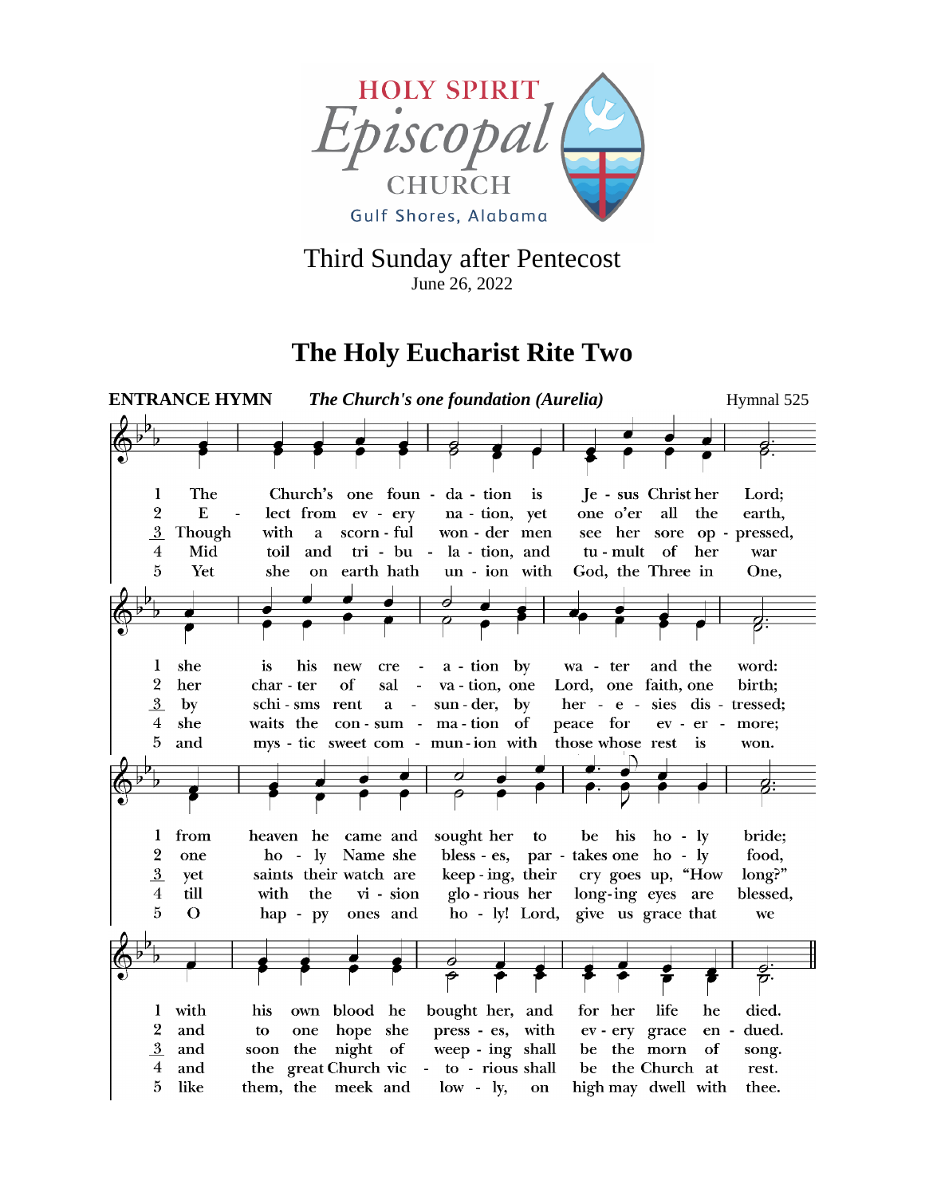HOLY SPIRIT
Episcopal
CHURCH
Gulf Shores, Alabama

Third Sunday after Pentecost
June 26, 2022

# The Holy Eucharist Rite Two

**ENTRANCE HYMN** ***The Church's one foundation (Aurelia)*** Hymnal 525

1 The Church's one foun - da - tion is Je - sus Christ her Lord; she is his new cre - a - tion by wa - ter and the word: from heaven he came and sought her to be his ho - ly bride; with his own blood he bought her, and for her life he died.

2 E - lect from ev - ery na - tion, yet one o'er all the earth, her char - ter of sal - va - tion, one Lord, one faith, one birth; one ho - ly Name she bless - es, par - takes one ho - ly food, and to one hope she press - es, with ev - ery grace en - dued.

3 Though with a scorn - ful won - der men see her sore op - pressed, by schi - sms rent a - sun - der, by her - e - sies dis - tressed; yet saints their watch are keep - ing, their cry goes up, "How long?" and soon the night of weep - ing shall be the morn of song.

4 Mid toil and tri - bu - la - tion, and tu - mult of her war she waits the con - sum - ma - tion of peace for ev - er - more; till with the vi - sion glo - rious her long-ing eyes are blessed, and the great Church vic - to - rious shall be the Church at rest.

5 Yet she on earth hath un - ion with God, the Three in One, and mys - tic sweet com - mun - ion with those whose rest is won. O hap - py ones and ho - ly! Lord, give us grace that we like them, the meek and low - ly, on high may dwell with thee.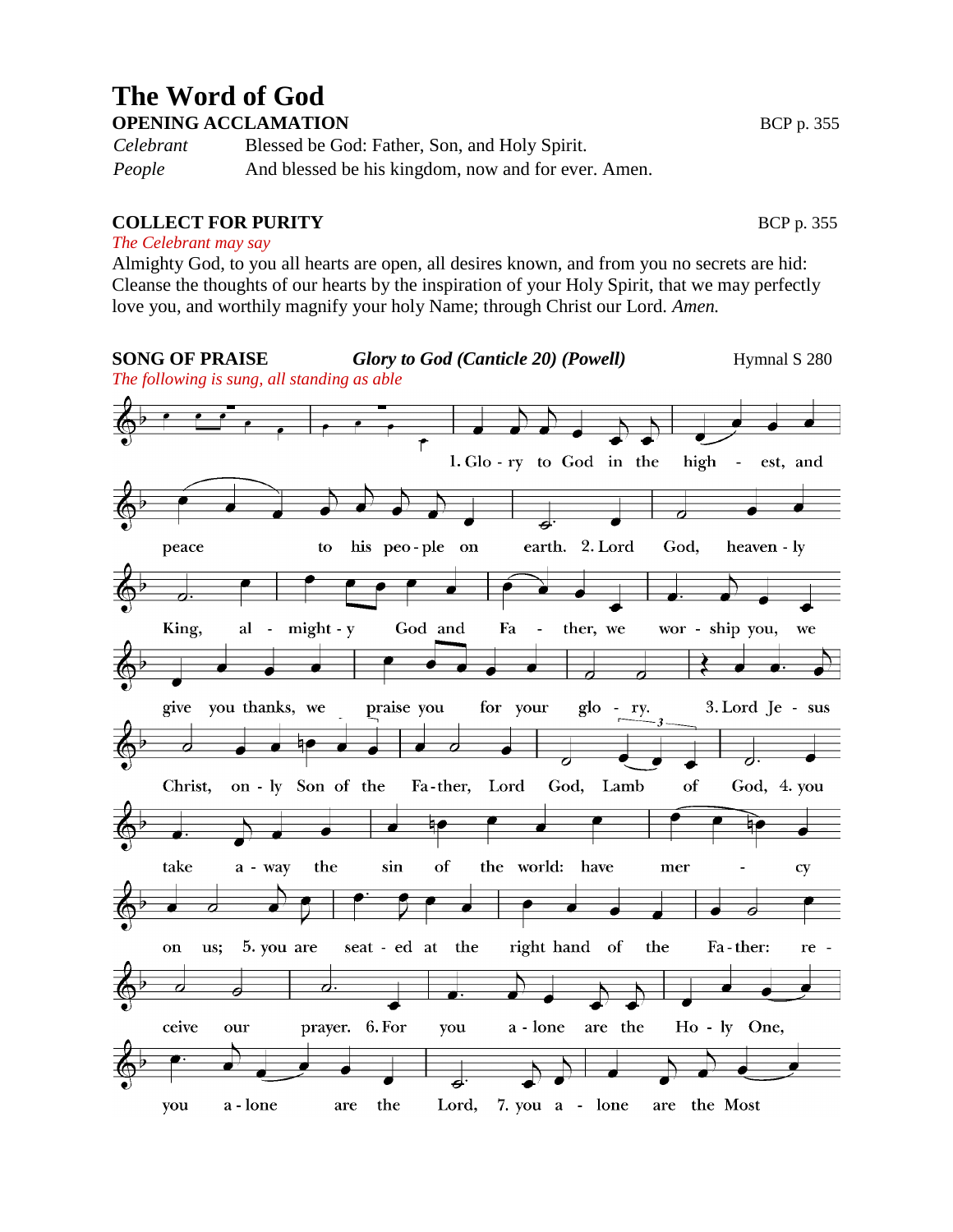# The Word of God

**OPENING ACCLAMATION** BCP p. 355

*Celebrant* Blessed be God: Father, Son, and Holy Spirit.
*People* And blessed be his kingdom, now and for ever. Amen.

**COLLECT FOR PURITY** BCP p. 355

*The Celebrant may say*

Almighty God, to you all hearts are open, all desires known, and from you no secrets are hid: Cleanse the thoughts of our hearts by the inspiration of your Holy Spirit, that we may perfectly love you, and worthily magnify your holy Name; through Christ our Lord. *Amen.*

**SONG OF PRAISE** ***Glory to God (Canticle 20) (Powell)*** Hymnal S 280

*The following is sung, all standing as able*

1. Glo - ry to God in the high - est, and peace to his peo - ple on earth. 2. Lord God, heaven - ly King, al - might - y God and Fa - ther, we wor - ship you, we give you thanks, we praise you for your glo - ry. 3. Lord Je - sus Christ, on - ly Son of the Fa - ther, Lord God, Lamb of God, 4. you take a - way the sin of the world: have mer - cy on us; 5. you are seat - ed at the right hand of the Fa - ther: re - ceive our prayer. 6. For you a - lone are the Ho - ly One, you a - lone are the Lord, 7. you a - lone are the Most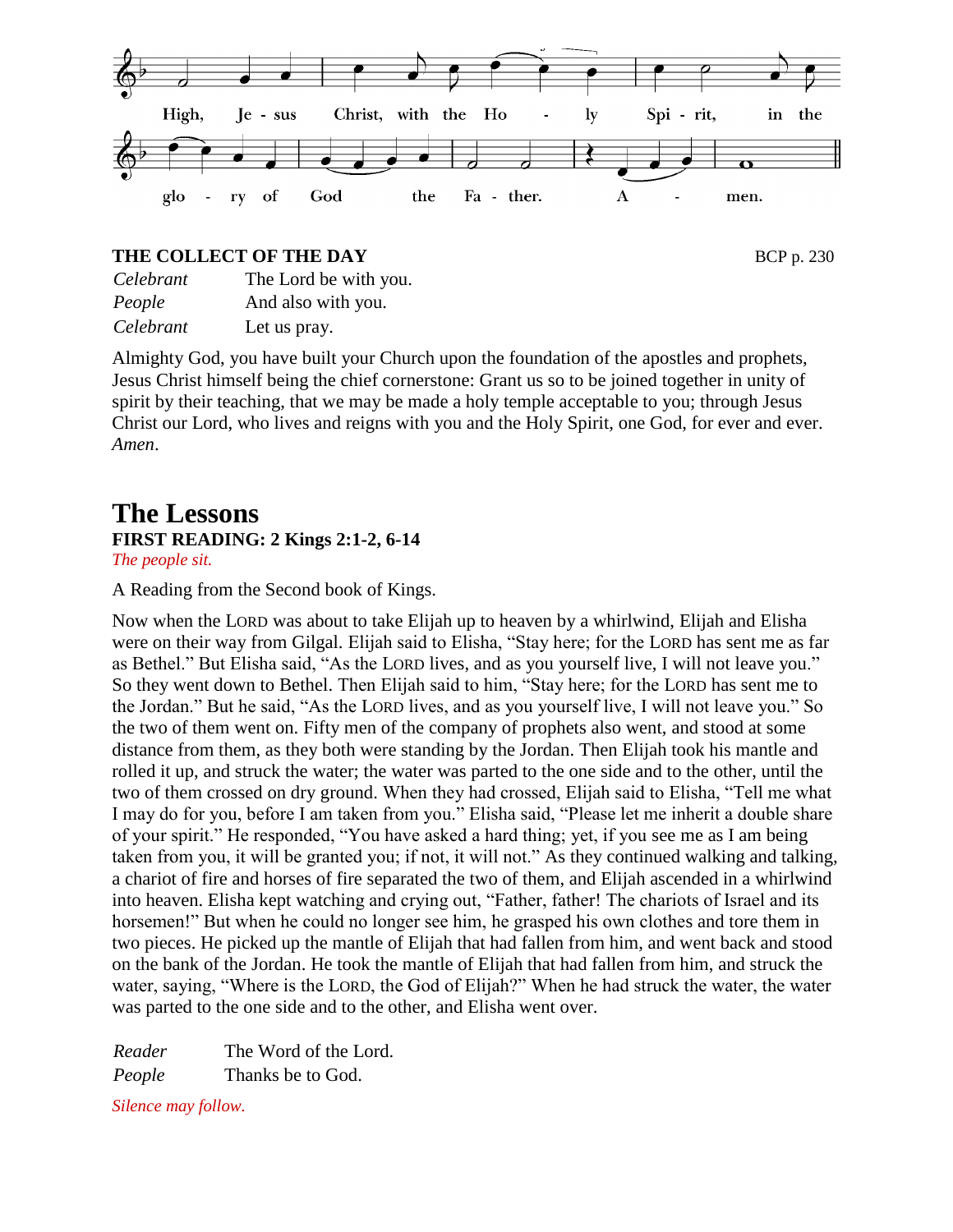High, Jesus Christ, with the Holy Spirit, in the glory of God the Father. Amen.

**THE COLLECT OF THE DAY** BCP p. 230

| | |
|---|---|
| *Celebrant* | The Lord be with you. |
| *People* | And also with you. |
| *Celebrant* | Let us pray. |

Almighty God, you have built your Church upon the foundation of the apostles and prophets, Jesus Christ himself being the chief cornerstone: Grant us so to be joined together in unity of spirit by their teaching, that we may be made a holy temple acceptable to you; through Jesus Christ our Lord, who lives and reigns with you and the Holy Spirit, one God, for ever and ever. *Amen*.

# The Lessons

**FIRST READING: 2 Kings 2:1-2, 6-14**

*The people sit.*

A Reading from the Second book of Kings.

Now when the LORD was about to take Elijah up to heaven by a whirlwind, Elijah and Elisha were on their way from Gilgal. Elijah said to Elisha, “Stay here; for the LORD has sent me as far as Bethel.” But Elisha said, “As the LORD lives, and as you yourself live, I will not leave you.” So they went down to Bethel. Then Elijah said to him, “Stay here; for the LORD has sent me to the Jordan.” But he said, “As the LORD lives, and as you yourself live, I will not leave you.” So the two of them went on. Fifty men of the company of prophets also went, and stood at some distance from them, as they both were standing by the Jordan. Then Elijah took his mantle and rolled it up, and struck the water; the water was parted to the one side and to the other, until the two of them crossed on dry ground. When they had crossed, Elijah said to Elisha, “Tell me what I may do for you, before I am taken from you.” Elisha said, “Please let me inherit a double share of your spirit.” He responded, “You have asked a hard thing; yet, if you see me as I am being taken from you, it will be granted you; if not, it will not.” As they continued walking and talking, a chariot of fire and horses of fire separated the two of them, and Elijah ascended in a whirlwind into heaven. Elisha kept watching and crying out, “Father, father! The chariots of Israel and its horsemen!” But when he could no longer see him, he grasped his own clothes and tore them in two pieces. He picked up the mantle of Elijah that had fallen from him, and went back and stood on the bank of the Jordan. He took the mantle of Elijah that had fallen from him, and struck the water, saying, “Where is the LORD, the God of Elijah?” When he had struck the water, the water was parted to the one side and to the other, and Elisha went over.

| | |
|---|---|
| *Reader* | The Word of the Lord. |
| *People* | Thanks be to God. |

*Silence may follow.*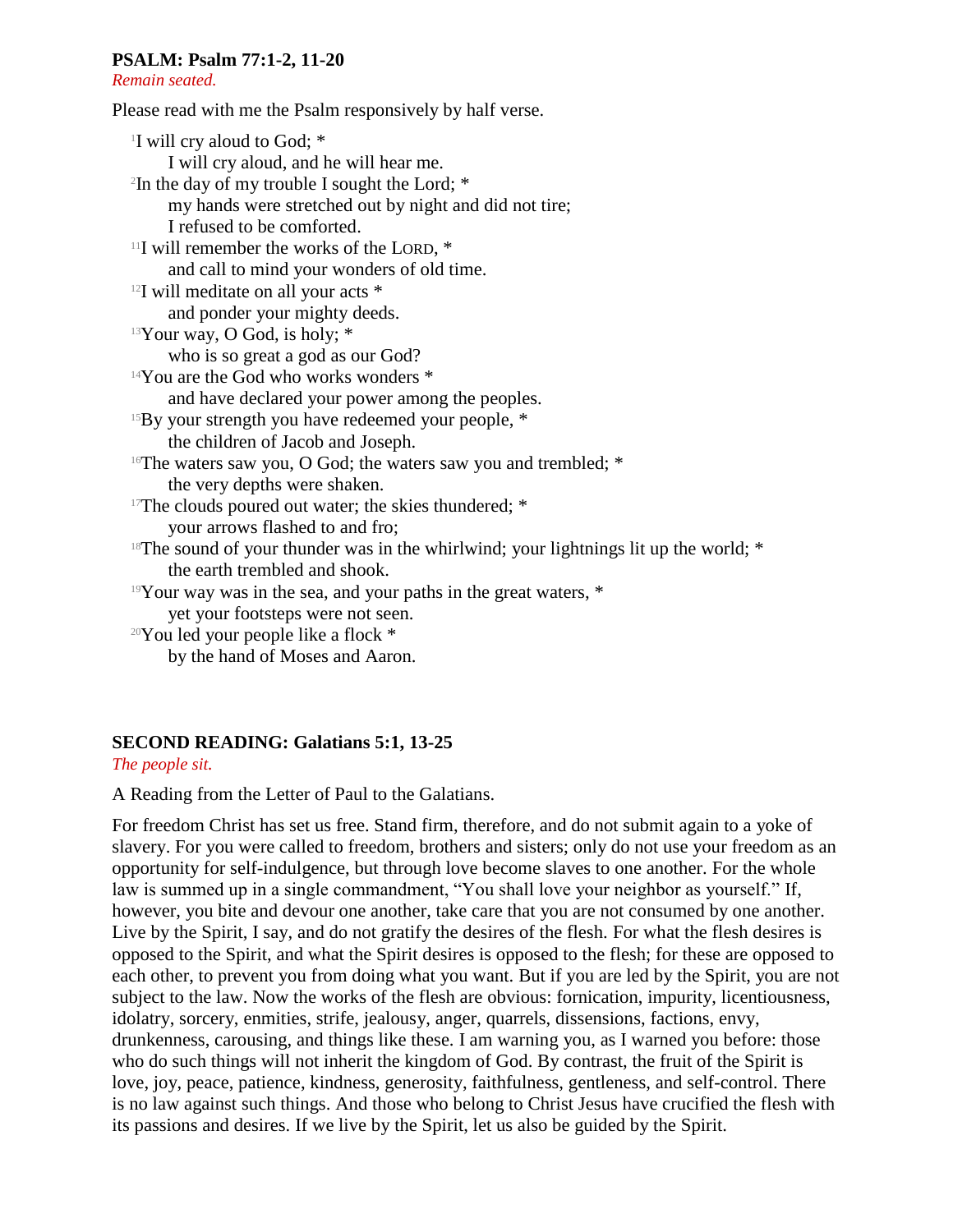**PSALM: Psalm 77:1-2, 11-20**

*Remain seated.*

Please read with me the Psalm responsively by half verse.

[1]I will cry aloud to God; *
  I will cry aloud, and he will hear me.
[2]In the day of my trouble I sought the Lord; *
  my hands were stretched out by night and did not tire;
  I refused to be comforted.
[11]I will remember the works of the LORD, *
  and call to mind your wonders of old time.
[12]I will meditate on all your acts *
  and ponder your mighty deeds.
[13]Your way, O God, is holy; *
  who is so great a god as our God?
[14]You are the God who works wonders *
  and have declared your power among the peoples.
[15]By your strength you have redeemed your people, *
  the children of Jacob and Joseph.
[16]The waters saw you, O God; the waters saw you and trembled; *
  the very depths were shaken.
[17]The clouds poured out water; the skies thundered; *
  your arrows flashed to and fro;
[18]The sound of your thunder was in the whirlwind; your lightnings lit up the world; *
  the earth trembled and shook.
[19]Your way was in the sea, and your paths in the great waters, *
  yet your footsteps were not seen.
[20]You led your people like a flock *
  by the hand of Moses and Aaron.

**SECOND READING: Galatians 5:1, 13-25**

*The people sit.*

A Reading from the Letter of Paul to the Galatians.

For freedom Christ has set us free. Stand firm, therefore, and do not submit again to a yoke of slavery. For you were called to freedom, brothers and sisters; only do not use your freedom as an opportunity for self-indulgence, but through love become slaves to one another. For the whole law is summed up in a single commandment, "You shall love your neighbor as yourself." If, however, you bite and devour one another, take care that you are not consumed by one another. Live by the Spirit, I say, and do not gratify the desires of the flesh. For what the flesh desires is opposed to the Spirit, and what the Spirit desires is opposed to the flesh; for these are opposed to each other, to prevent you from doing what you want. But if you are led by the Spirit, you are not subject to the law. Now the works of the flesh are obvious: fornication, impurity, licentiousness, idolatry, sorcery, enmities, strife, jealousy, anger, quarrels, dissensions, factions, envy, drunkenness, carousing, and things like these. I am warning you, as I warned you before: those who do such things will not inherit the kingdom of God. By contrast, the fruit of the Spirit is love, joy, peace, patience, kindness, generosity, faithfulness, gentleness, and self-control. There is no law against such things. And those who belong to Christ Jesus have crucified the flesh with its passions and desires. If we live by the Spirit, let us also be guided by the Spirit.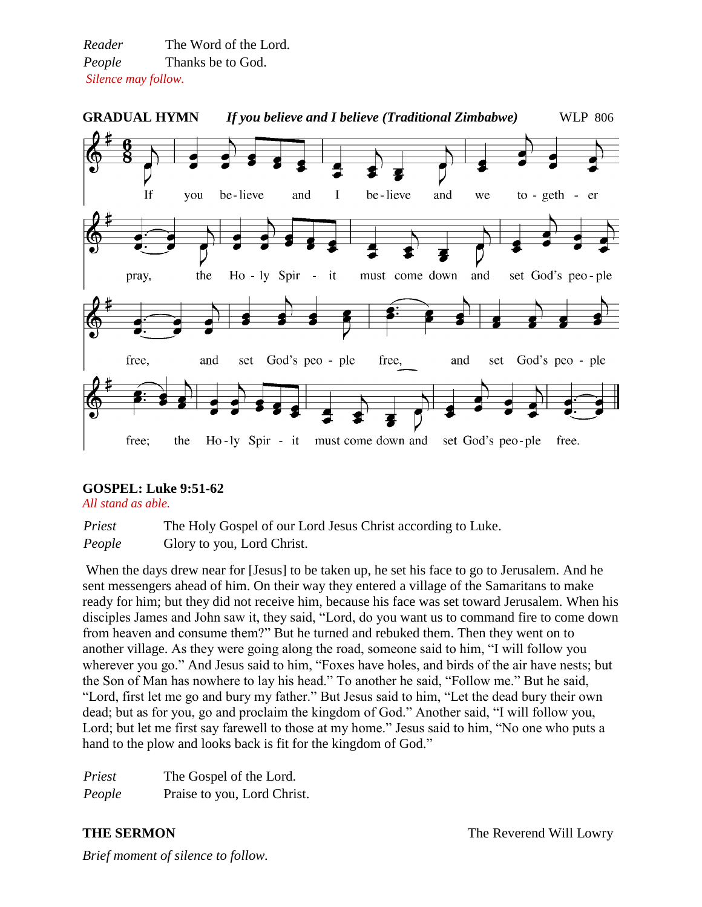*Reader* The Word of the Lord.
*People* Thanks be to God.
*Silence may follow.*

**GRADUAL HYMN** ***If you believe and I believe (Traditional Zimbabwe)*** WLP 806

If you be-lieve and I be-lieve and we to-geth-er pray, the Ho-ly Spir-it must come down and set God's peo-ple free, and set God's peo-ple free, and set God's peo-ple free; the Ho-ly Spir-it must come down and set God's peo-ple free.

**GOSPEL: Luke 9:51-62**
*All stand as able.*

*Priest* The Holy Gospel of our Lord Jesus Christ according to Luke.
*People* Glory to you, Lord Christ.

When the days drew near for [Jesus] to be taken up, he set his face to go to Jerusalem. And he sent messengers ahead of him. On their way they entered a village of the Samaritans to make ready for him; but they did not receive him, because his face was set toward Jerusalem. When his disciples James and John saw it, they said, "Lord, do you want us to command fire to come down from heaven and consume them?" But he turned and rebuked them. Then they went on to another village. As they were going along the road, someone said to him, "I will follow you wherever you go." And Jesus said to him, "Foxes have holes, and birds of the air have nests; but the Son of Man has nowhere to lay his head." To another he said, "Follow me." But he said, "Lord, first let me go and bury my father." But Jesus said to him, "Let the dead bury their own dead; but as for you, go and proclaim the kingdom of God." Another said, "I will follow you, Lord; but let me first say farewell to those at my home." Jesus said to him, "No one who puts a hand to the plow and looks back is fit for the kingdom of God."

*Priest* The Gospel of the Lord.
*People* Praise to you, Lord Christ.

**THE SERMON** The Reverend Will Lowry

*Brief moment of silence to follow.*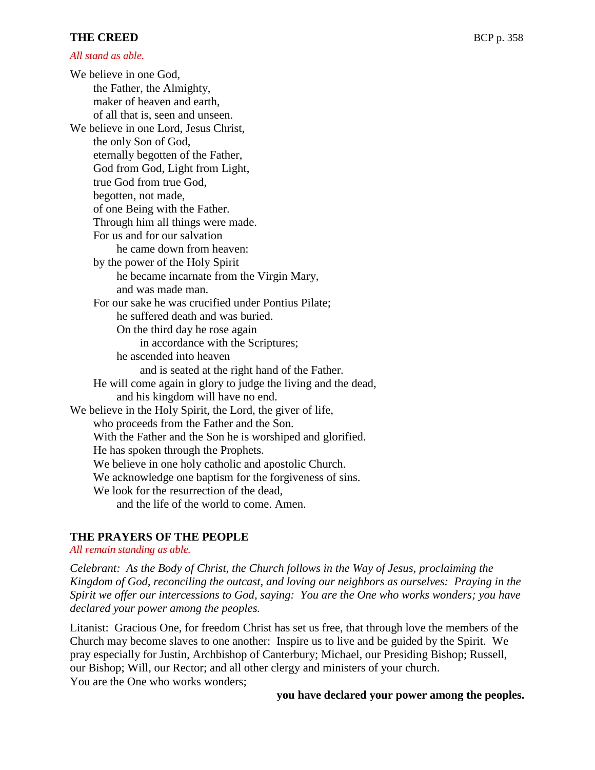## THE CREED

BCP p. 358

*All stand as able.*

We believe in one God,
the Father, the Almighty,
maker of heaven and earth,
of all that is, seen and unseen.
We believe in one Lord, Jesus Christ,
the only Son of God,
eternally begotten of the Father,
God from God, Light from Light,
true God from true God,
begotten, not made,
of one Being with the Father.
Through him all things were made.
For us and for our salvation
he came down from heaven:
by the power of the Holy Spirit
he became incarnate from the Virgin Mary,
and was made man.
For our sake he was crucified under Pontius Pilate;
he suffered death and was buried.
On the third day he rose again
in accordance with the Scriptures;
he ascended into heaven
and is seated at the right hand of the Father.
He will come again in glory to judge the living and the dead,
and his kingdom will have no end.
We believe in the Holy Spirit, the Lord, the giver of life,
who proceeds from the Father and the Son.
With the Father and the Son he is worshiped and glorified.
He has spoken through the Prophets.
We believe in one holy catholic and apostolic Church.
We acknowledge one baptism for the forgiveness of sins.
We look for the resurrection of the dead,
and the life of the world to come. Amen.

## THE PRAYERS OF THE PEOPLE

*All remain standing as able.*

*Celebrant: As the Body of Christ, the Church follows in the Way of Jesus, proclaiming the Kingdom of God, reconciling the outcast, and loving our neighbors as ourselves: Praying in the Spirit we offer our intercessions to God, saying: You are the One who works wonders; you have declared your power among the peoples.*

Litanist: Gracious One, for freedom Christ has set us free, that through love the members of the Church may become slaves to one another: Inspire us to live and be guided by the Spirit. We pray especially for Justin, Archbishop of Canterbury; Michael, our Presiding Bishop; Russell, our Bishop; Will, our Rector; and all other clergy and ministers of your church.
You are the One who works wonders;

**you have declared your power among the peoples.**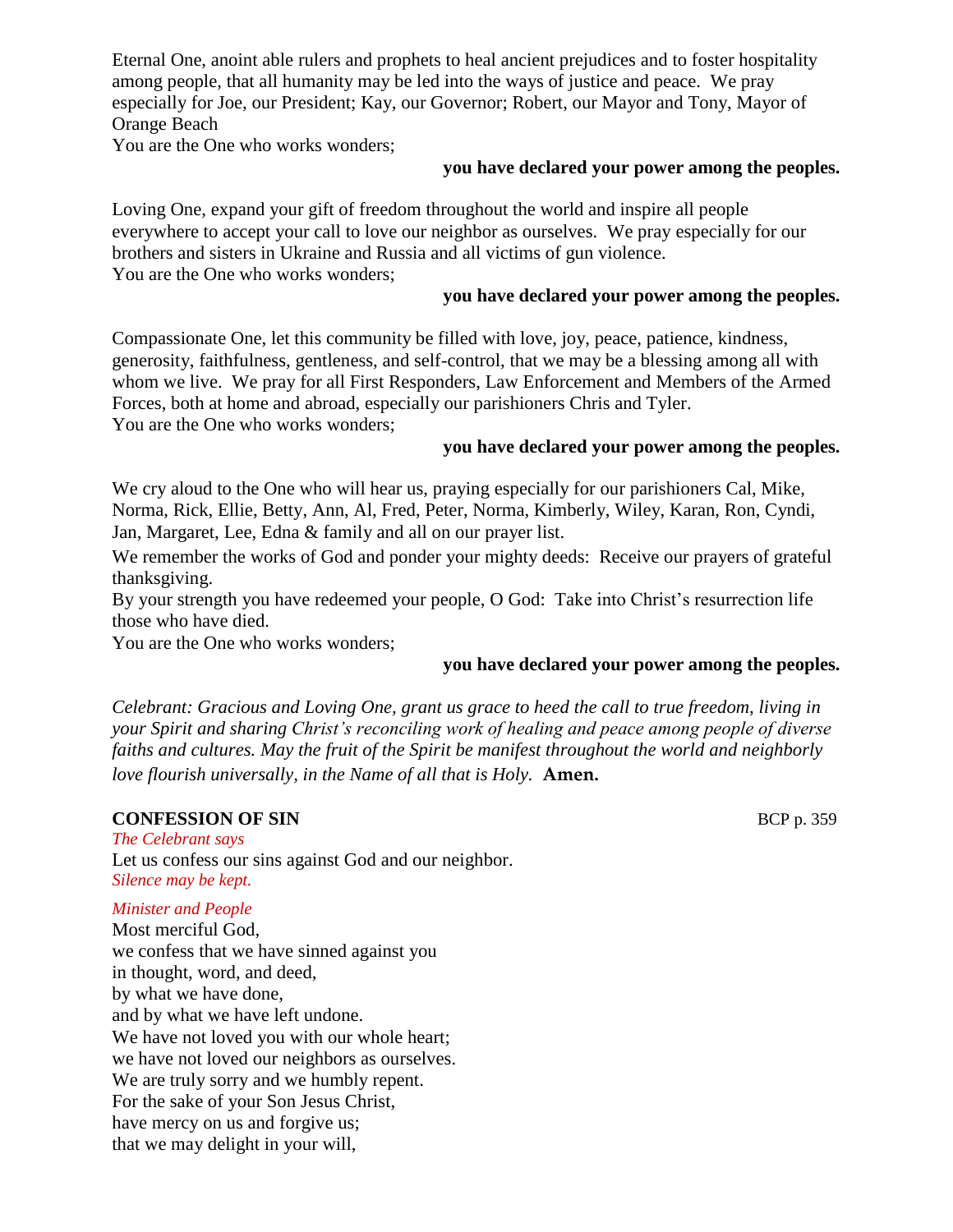Eternal One, anoint able rulers and prophets to heal ancient prejudices and to foster hospitality among people, that all humanity may be led into the ways of justice and peace. We pray especially for Joe, our President; Kay, our Governor; Robert, our Mayor and Tony, Mayor of Orange Beach

You are the One who works wonders;

**you have declared your power among the peoples.**

Loving One, expand your gift of freedom throughout the world and inspire all people everywhere to accept your call to love our neighbor as ourselves. We pray especially for our brothers and sisters in Ukraine and Russia and all victims of gun violence.

You are the One who works wonders;

**you have declared your power among the peoples.**

Compassionate One, let this community be filled with love, joy, peace, patience, kindness, generosity, faithfulness, gentleness, and self-control, that we may be a blessing among all with whom we live. We pray for all First Responders, Law Enforcement and Members of the Armed Forces, both at home and abroad, especially our parishioners Chris and Tyler.

You are the One who works wonders;

**you have declared your power among the peoples.**

We cry aloud to the One who will hear us, praying especially for our parishioners Cal, Mike, Norma, Rick, Ellie, Betty, Ann, Al, Fred, Peter, Norma, Kimberly, Wiley, Karan, Ron, Cyndi, Jan, Margaret, Lee, Edna & family and all on our prayer list.

We remember the works of God and ponder your mighty deeds: Receive our prayers of grateful thanksgiving.

By your strength you have redeemed your people, O God: Take into Christ's resurrection life those who have died.

You are the One who works wonders;

**you have declared your power among the peoples.**

*Celebrant: Gracious and Loving One, grant us grace to heed the call to true freedom, living in your Spirit and sharing Christ's reconciling work of healing and peace among people of diverse faiths and cultures. May the fruit of the Spirit be manifest throughout the world and neighborly love flourish universally, in the Name of all that is Holy.* **Amen.**

**CONFESSION OF SIN** BCP p. 359

*The Celebrant says*

Let us confess our sins against God and our neighbor.

*Silence may be kept.*

*Minister and People*

Most merciful God,
we confess that we have sinned against you
in thought, word, and deed,
by what we have done,
and by what we have left undone.
We have not loved you with our whole heart;
we have not loved our neighbors as ourselves.
We are truly sorry and we humbly repent.
For the sake of your Son Jesus Christ,
have mercy on us and forgive us;
that we may delight in your will,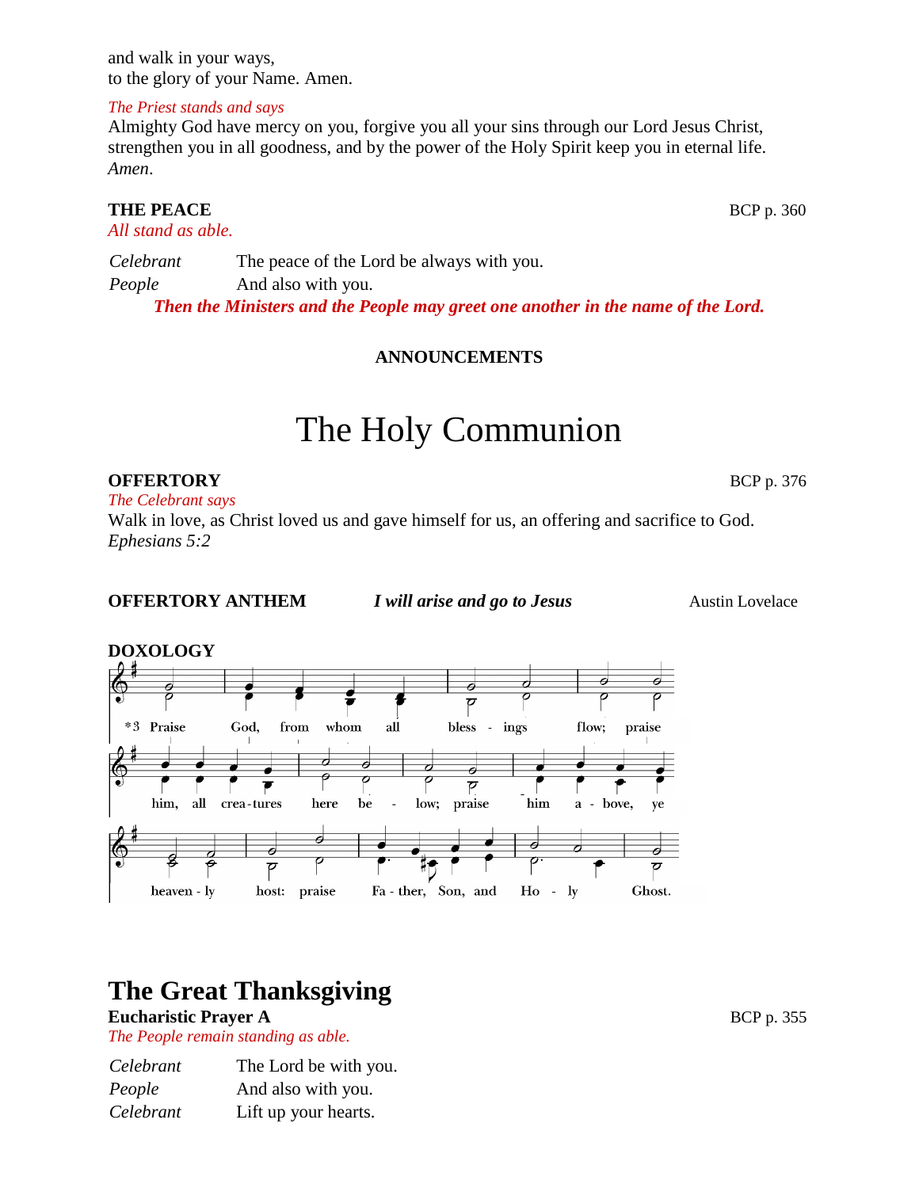and walk in your ways,
to the glory of your Name. Amen.

*The Priest stands and says*

Almighty God have mercy on you, forgive you all your sins through our Lord Jesus Christ, strengthen you in all goodness, and by the power of the Holy Spirit keep you in eternal life. *Amen*.

**THE PEACE** BCP p. 360

*All stand as able.*

| | |
|---|---|
| *Celebrant* | The peace of the Lord be always with you. |
| *People* | And also with you. |

***Then the Ministers and the People may greet one another in the name of the Lord.***

**ANNOUNCEMENTS**

# The Holy Communion

**OFFERTORY** BCP p. 376

*The Celebrant says*

Walk in love, as Christ loved us and gave himself for us, an offering and sacrifice to God. *Ephesians 5:2*

**OFFERTORY ANTHEM** ***I will arise and go to Jesus*** Austin Lovelace

**DOXOLOGY**

*3 Praise God, from whom all blessings flow; praise him, all creatures here below; praise him above, ye heavenly host: praise Father, Son, and Holy Ghost.

## The Great Thanksgiving

**Eucharistic Prayer A** BCP p. 355

*The People remain standing as able.*

| | |
|---|---|
| *Celebrant* | The Lord be with you. |
| *People* | And also with you. |
| *Celebrant* | Lift up your hearts. |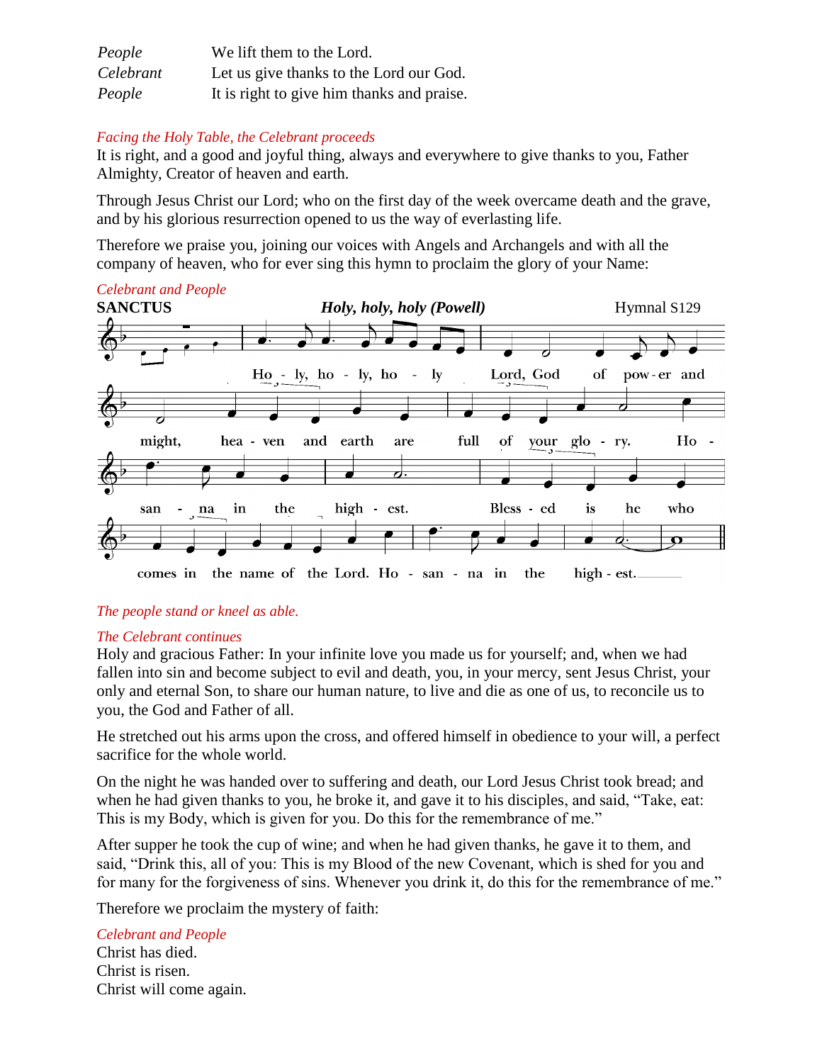| | |
|---|---|
| *People* | We lift them to the Lord. |
| *Celebrant* | Let us give thanks to the Lord our God. |
| *People* | It is right to give him thanks and praise. |

*Facing the Holy Table, the Celebrant proceeds*
It is right, and a good and joyful thing, always and everywhere to give thanks to you, Father Almighty, Creator of heaven and earth.

Through Jesus Christ our Lord; who on the first day of the week overcame death and the grave, and by his glorious resurrection opened to us the way of everlasting life.

Therefore we praise you, joining our voices with Angels and Archangels and with all the company of heaven, who for ever sing this hymn to proclaim the glory of your Name:

*Celebrant and People*
**SANCTUS** ***Holy, holy, holy (Powell)*** Hymnal S129

Ho - ly, ho - ly, ho - ly Lord, God of pow - er and might, hea - ven and earth are full of your glo - ry. Ho - san - na in the high - est. Bless - ed is he who comes in the name of the Lord. Ho - san - na in the high - est.

*The people stand or kneel as able.*

*The Celebrant continues*
Holy and gracious Father: In your infinite love you made us for yourself; and, when we had fallen into sin and become subject to evil and death, you, in your mercy, sent Jesus Christ, your only and eternal Son, to share our human nature, to live and die as one of us, to reconcile us to you, the God and Father of all.

He stretched out his arms upon the cross, and offered himself in obedience to your will, a perfect sacrifice for the whole world.

On the night he was handed over to suffering and death, our Lord Jesus Christ took bread; and when he had given thanks to you, he broke it, and gave it to his disciples, and said, "Take, eat: This is my Body, which is given for you. Do this for the remembrance of me."

After supper he took the cup of wine; and when he had given thanks, he gave it to them, and said, "Drink this, all of you: This is my Blood of the new Covenant, which is shed for you and for many for the forgiveness of sins. Whenever you drink it, do this for the remembrance of me."

Therefore we proclaim the mystery of faith:

*Celebrant and People*
Christ has died.
Christ is risen.
Christ will come again.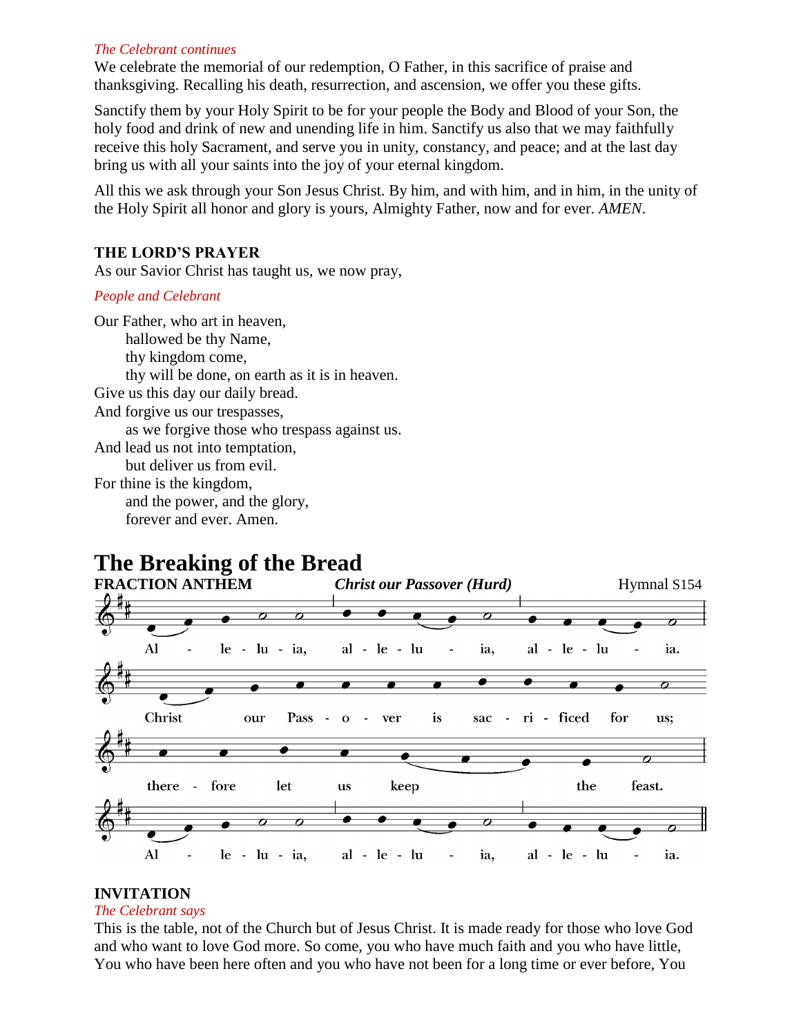*The Celebrant continues*

We celebrate the memorial of our redemption, O Father, in this sacrifice of praise and thanksgiving. Recalling his death, resurrection, and ascension, we offer you these gifts.

Sanctify them by your Holy Spirit to be for your people the Body and Blood of your Son, the holy food and drink of new and unending life in him. Sanctify us also that we may faithfully receive this holy Sacrament, and serve you in unity, constancy, and peace; and at the last day bring us with all your saints into the joy of your eternal kingdom.

All this we ask through your Son Jesus Christ. By him, and with him, and in him, in the unity of the Holy Spirit all honor and glory is yours, Almighty Father, now and for ever. *AMEN*.

**THE LORD'S PRAYER**

As our Savior Christ has taught us, we now pray,

*People and Celebrant*

Our Father, who art in heaven,
hallowed be thy Name,
thy kingdom come,
thy will be done, on earth as it is in heaven.
Give us this day our daily bread.
And forgive us our trespasses,
as we forgive those who trespass against us.
And lead us not into temptation,
but deliver us from evil.
For thine is the kingdom,
and the power, and the glory,
forever and ever. Amen.

# The Breaking of the Bread

**FRACTION ANTHEM** ***Christ our Passover (Hurd)*** Hymnal S154

Al - le - lu - ia, al - le - lu - ia, al - le - lu - ia.
Christ our Pass - o - ver is sac - ri - ficed for us;
there - fore let us keep the feast.
Al - le - lu - ia, al - le - lu - ia, al - le - lu - ia.

**INVITATION**

*The Celebrant says*

This is the table, not of the Church but of Jesus Christ. It is made ready for those who love God and who want to love God more. So come, you who have much faith and you who have little, You who have been here often and you who have not been for a long time or ever before, You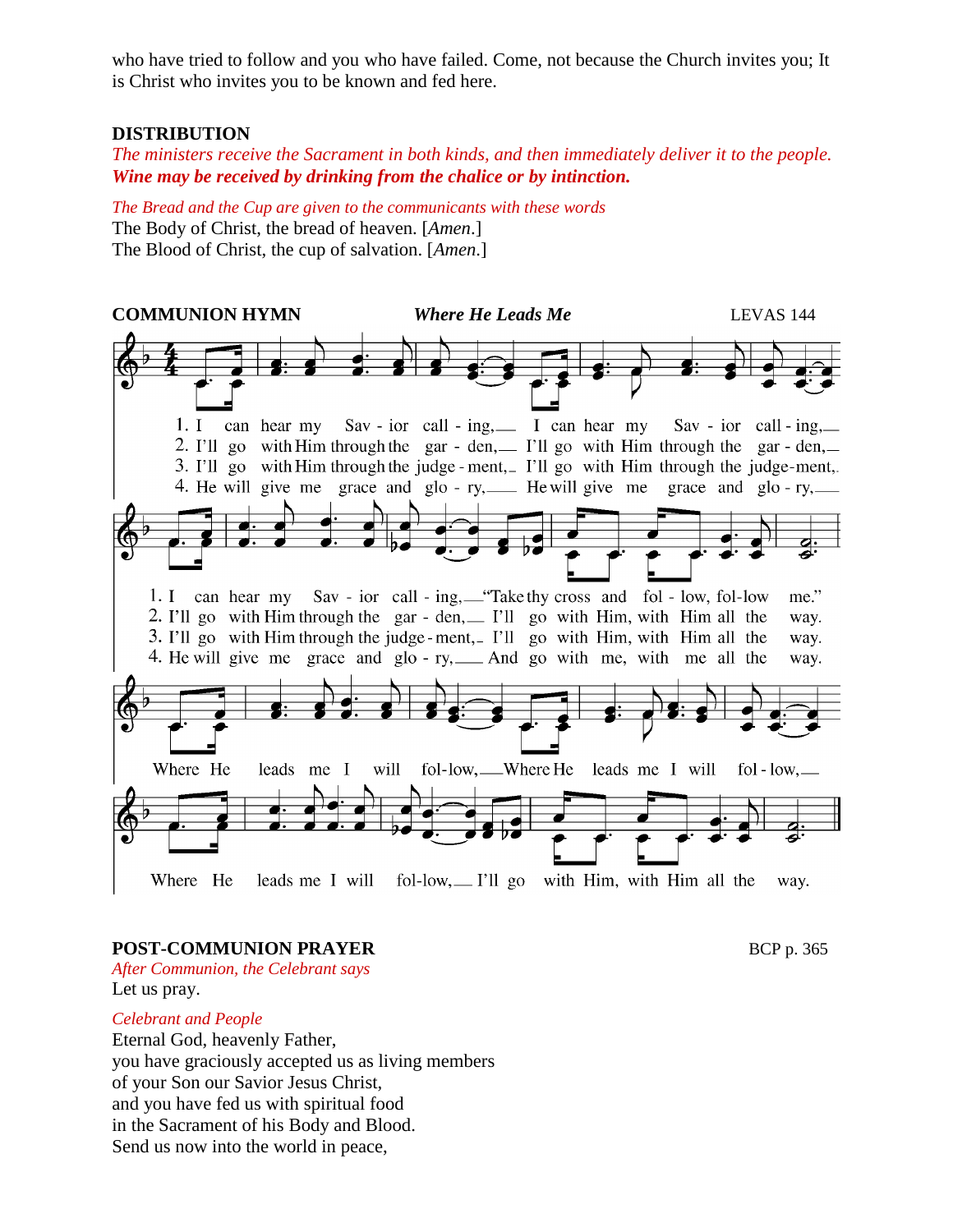who have tried to follow and you who have failed. Come, not because the Church invites you; It is Christ who invites you to be known and fed here.

### DISTRIBUTION

*The ministers receive the Sacrament in both kinds, and then immediately deliver it to the people.*
***Wine may be received by drinking from the chalice or by intinction.***

*The Bread and the Cup are given to the communicants with these words*
The Body of Christ, the bread of heaven. [*Amen*.]
The Blood of Christ, the cup of salvation. [*Amen*.]

### COMMUNION HYMN — *Where He Leads Me* — LEVAS 144

1. I can hear my Savior calling, I can hear my Savior calling, I can hear my Savior calling, "Take thy cross and follow, follow me."
2. I'll go with Him through the garden, I'll go with Him through the garden, I'll go with Him through the garden, I'll go with Him, with Him all the way.
3. I'll go with Him through the judgement, I'll go with Him through the judgement, I'll go with Him through the judgement, I'll go with Him, with Him all the way.
4. He will give me grace and glory, He will give me grace and glory, He will give me grace and glory, And go with me, with me all the way.

Where He leads me I will follow, Where He leads me I will follow, Where He leads me I will follow, I'll go with Him, with Him all the way.

### POST-COMMUNION PRAYER — BCP p. 365

*After Communion, the Celebrant says*
Let us pray.

*Celebrant and People*
Eternal God, heavenly Father,
you have graciously accepted us as living members
of your Son our Savior Jesus Christ,
and you have fed us with spiritual food
in the Sacrament of his Body and Blood.
Send us now into the world in peace,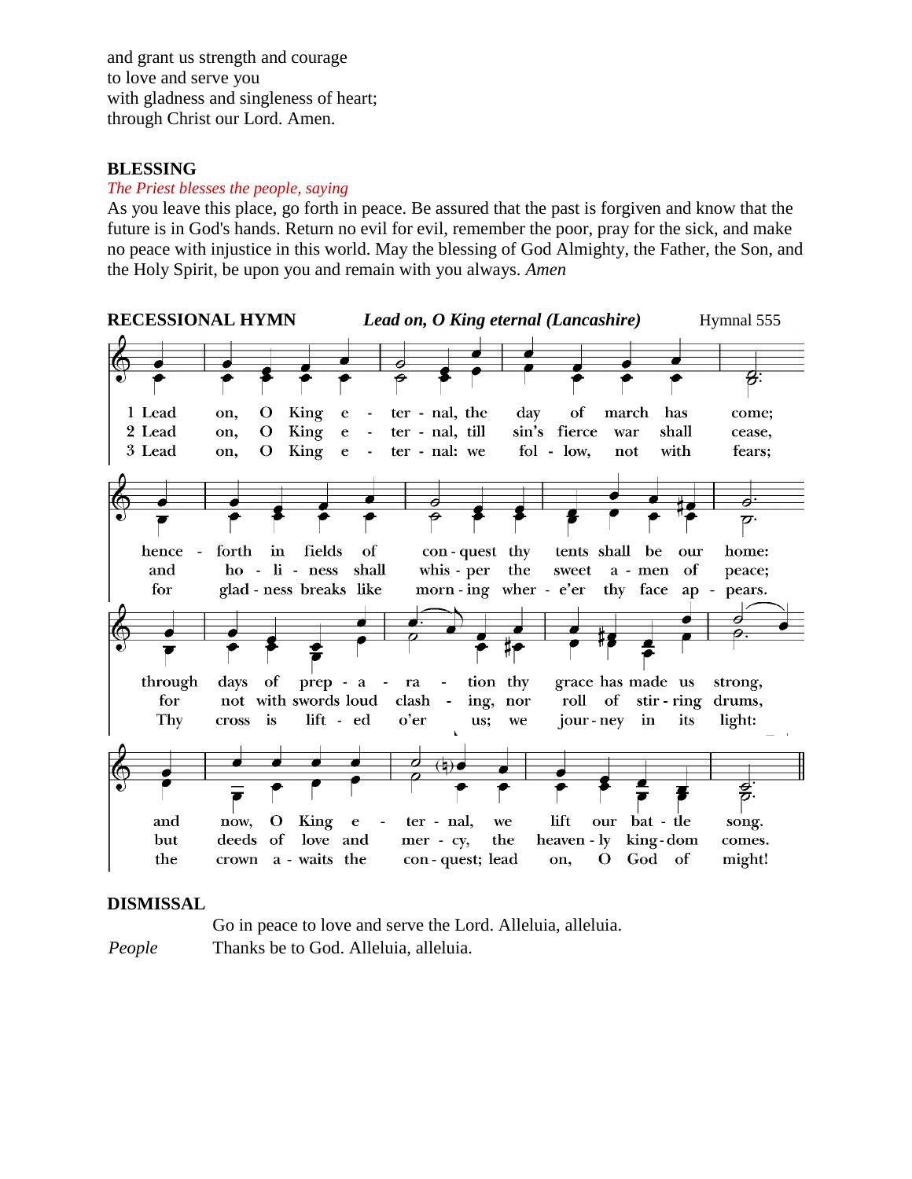and grant us strength and courage
to love and serve you
with gladness and singleness of heart;
through Christ our Lord. Amen.

**BLESSING**

*The Priest blesses the people, saying*

As you leave this place, go forth in peace. Be assured that the past is forgiven and know that the future is in God's hands. Return no evil for evil, remember the poor, pray for the sick, and make no peace with injustice in this world. May the blessing of God Almighty, the Father, the Son, and the Holy Spirit, be upon you and remain with you always. *Amen*

**RECESSIONAL HYMN** ***Lead on, O King eternal (Lancashire)*** Hymnal 555

1 Lead on, O King eternal, the day of march has come;
hence forth in fields of conquest thy tents shall be our home:
through days of preparation thy grace has made us strong,
and now, O King eternal, we lift our battle song.

2 Lead on, O King eternal, till sin's fierce war shall cease,
and holiness shall whisper the sweet amen of peace;
for not with swords loud clashing, nor roll of stirring drums,
but deeds of love and mercy, the heavenly kingdom comes.

3 Lead on, O King eternal: we follow, not with fears;
for gladness breaks like morning wher-e'er thy face appears.
Thy cross is lifted o'er us; we journey in its light:
the crown awaits the conquest; lead on, O God of might!

**DISMISSAL**

Go in peace to love and serve the Lord. Alleluia, alleluia.

*People* Thanks be to God. Alleluia, alleluia.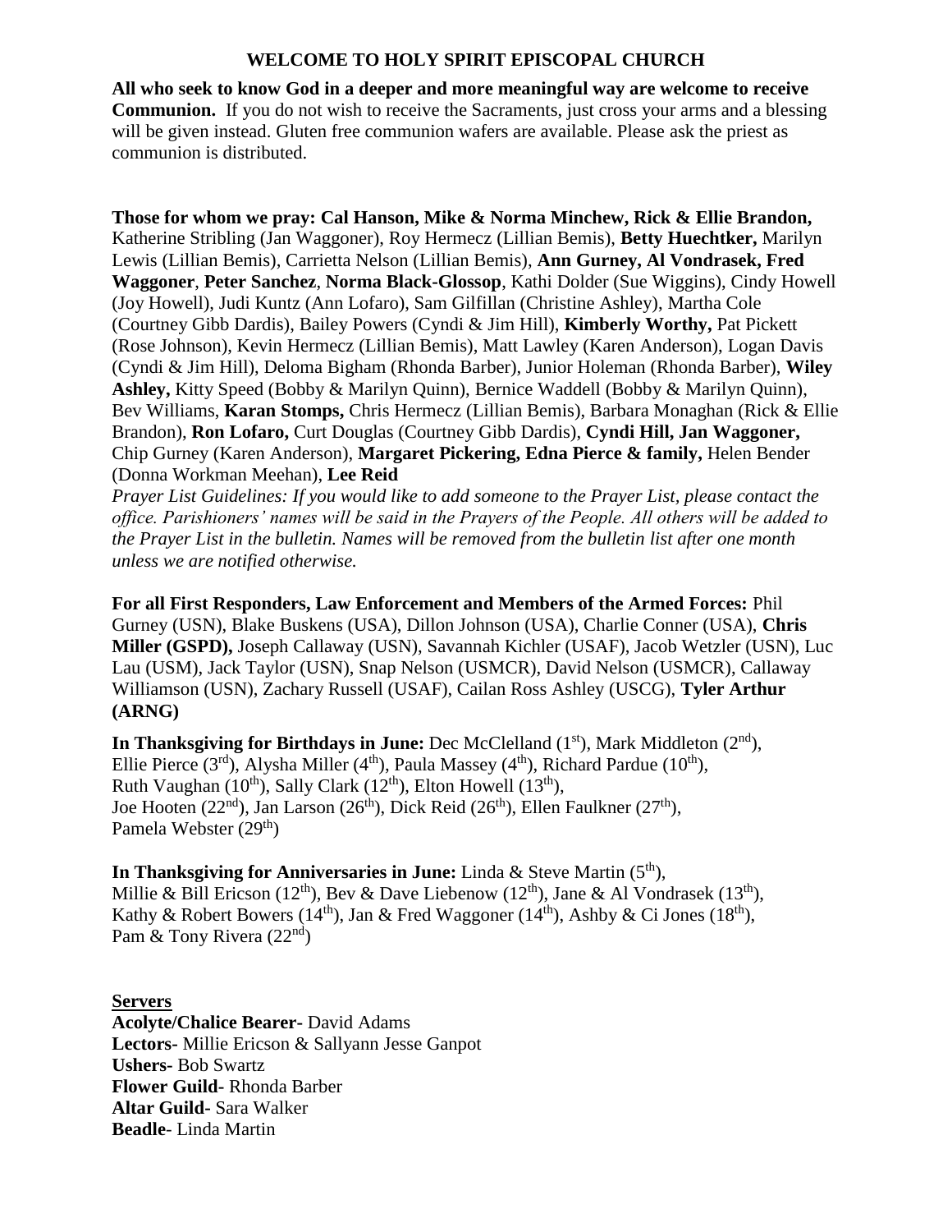## WELCOME TO HOLY SPIRIT EPISCOPAL CHURCH

**All who seek to know God in a deeper and more meaningful way are welcome to receive Communion.** If you do not wish to receive the Sacraments, just cross your arms and a blessing will be given instead. Gluten free communion wafers are available. Please ask the priest as communion is distributed.

**Those for whom we pray: Cal Hanson, Mike & Norma Minchew, Rick & Ellie Brandon,** Katherine Stribling (Jan Waggoner), Roy Hermecz (Lillian Bemis), **Betty Huechtker,** Marilyn Lewis (Lillian Bemis), Carrietta Nelson (Lillian Bemis), **Ann Gurney, Al Vondrasek, Fred Waggoner**, **Peter Sanchez**, **Norma Black-Glossop**, Kathi Dolder (Sue Wiggins), Cindy Howell (Joy Howell), Judi Kuntz (Ann Lofaro), Sam Gilfillan (Christine Ashley), Martha Cole (Courtney Gibb Dardis), Bailey Powers (Cyndi & Jim Hill), **Kimberly Worthy,** Pat Pickett (Rose Johnson), Kevin Hermecz (Lillian Bemis), Matt Lawley (Karen Anderson), Logan Davis (Cyndi & Jim Hill), Deloma Bigham (Rhonda Barber), Junior Holeman (Rhonda Barber), **Wiley Ashley,** Kitty Speed (Bobby & Marilyn Quinn), Bernice Waddell (Bobby & Marilyn Quinn), Bev Williams, **Karan Stomps,** Chris Hermecz (Lillian Bemis), Barbara Monaghan (Rick & Ellie Brandon), **Ron Lofaro,** Curt Douglas (Courtney Gibb Dardis), **Cyndi Hill, Jan Waggoner,** Chip Gurney (Karen Anderson), **Margaret Pickering, Edna Pierce & family,** Helen Bender (Donna Workman Meehan), **Lee Reid**

*Prayer List Guidelines: If you would like to add someone to the Prayer List, please contact the office. Parishioners' names will be said in the Prayers of the People. All others will be added to the Prayer List in the bulletin. Names will be removed from the bulletin list after one month unless we are notified otherwise.*

**For all First Responders, Law Enforcement and Members of the Armed Forces:** Phil Gurney (USN), Blake Buskens (USA), Dillon Johnson (USA), Charlie Conner (USA), **Chris Miller (GSPD),** Joseph Callaway (USN), Savannah Kichler (USAF), Jacob Wetzler (USN), Luc Lau (USM), Jack Taylor (USN), Snap Nelson (USMCR), David Nelson (USMCR), Callaway Williamson (USN), Zachary Russell (USAF), Cailan Ross Ashley (USCG), **Tyler Arthur (ARNG)**

**In Thanksgiving for Birthdays in June:** Dec McClelland (1st), Mark Middleton (2nd), Ellie Pierce (3rd), Alysha Miller (4th), Paula Massey (4th), Richard Pardue (10th), Ruth Vaughan (10th), Sally Clark (12th), Elton Howell (13th), Joe Hooten (22nd), Jan Larson (26th), Dick Reid (26th), Ellen Faulkner (27th), Pamela Webster (29th)

**In Thanksgiving for Anniversaries in June:** Linda & Steve Martin (5th), Millie & Bill Ericson (12th), Bev & Dave Liebenow (12th), Jane & Al Vondrasek (13th), Kathy & Robert Bowers (14th), Jan & Fred Waggoner (14th), Ashby & Ci Jones (18th), Pam & Tony Rivera (22nd)

**Servers**

**Acolyte/Chalice Bearer-** David Adams
**Lectors-** Millie Ericson & Sallyann Jesse Ganpot
**Ushers-** Bob Swartz
**Flower Guild-** Rhonda Barber
**Altar Guild-** Sara Walker
**Beadle-** Linda Martin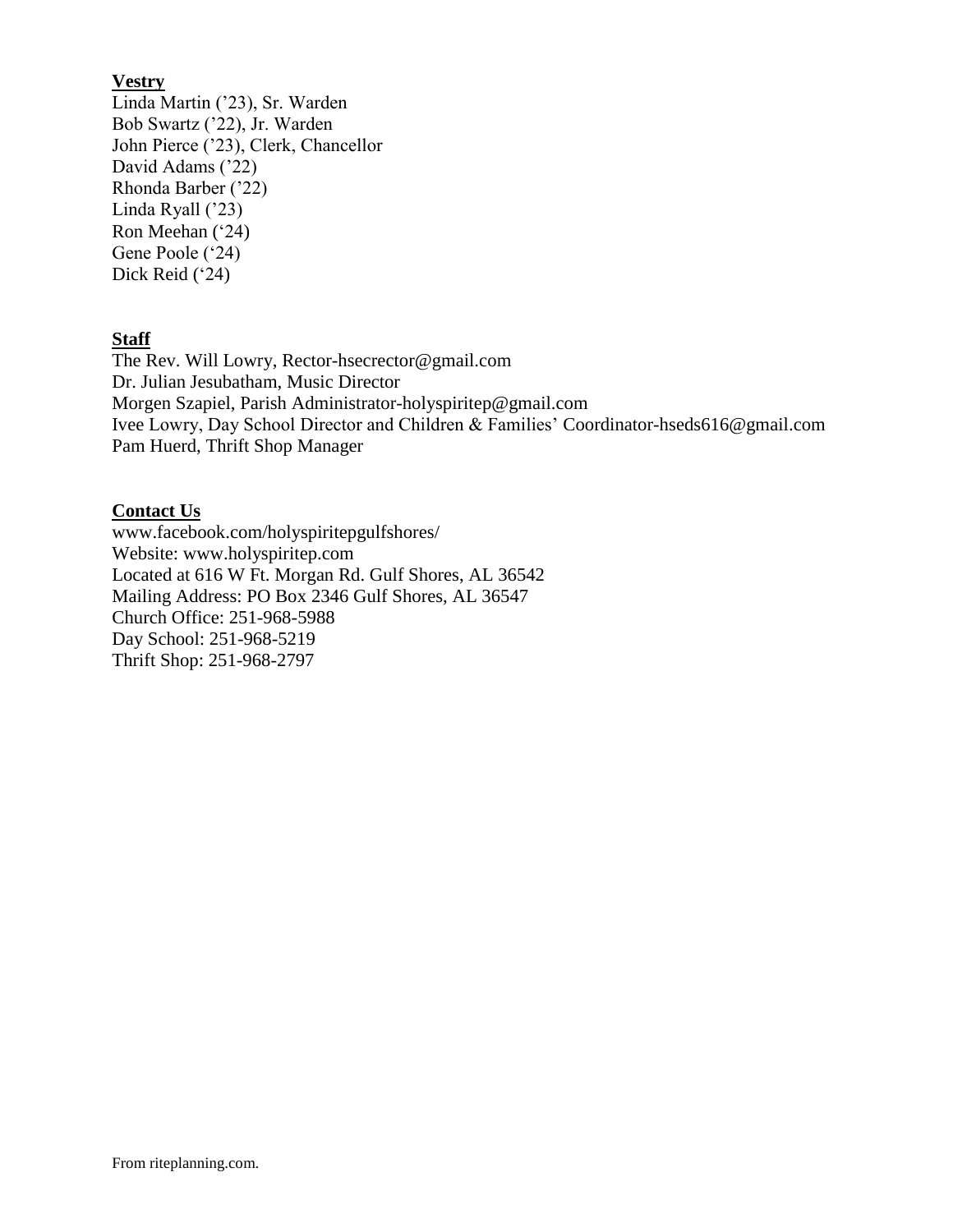**Vestry**

Linda Martin ('23), Sr. Warden
Bob Swartz ('22), Jr. Warden
John Pierce ('23), Clerk, Chancellor
David Adams ('22)
Rhonda Barber ('22)
Linda Ryall ('23)
Ron Meehan ('24)
Gene Poole ('24)
Dick Reid ('24)

**Staff**

The Rev. Will Lowry, Rector-hsecrector@gmail.com
Dr. Julian Jesubatham, Music Director
Morgen Szapiel, Parish Administrator-holyspiritep@gmail.com
Ivee Lowry, Day School Director and Children & Families' Coordinator-hseds616@gmail.com
Pam Huerd, Thrift Shop Manager

**Contact Us**

www.facebook.com/holyspiritepgulfshores/
Website: www.holyspiritep.com
Located at 616 W Ft. Morgan Rd. Gulf Shores, AL 36542
Mailing Address: PO Box 2346 Gulf Shores, AL 36547
Church Office: 251-968-5988
Day School: 251-968-5219
Thrift Shop: 251-968-2797

From riteplanning.com.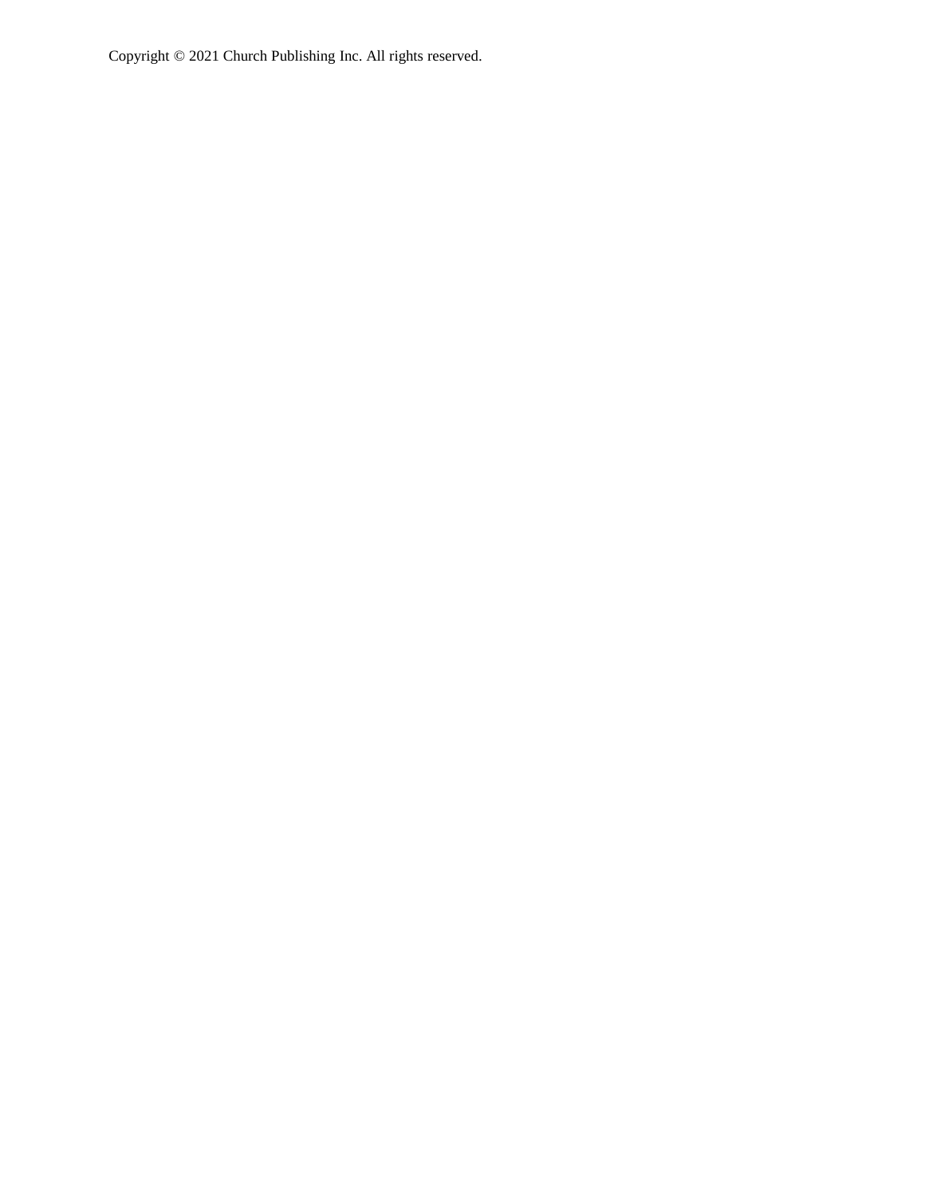Copyright © 2021 Church Publishing Inc. All rights reserved.